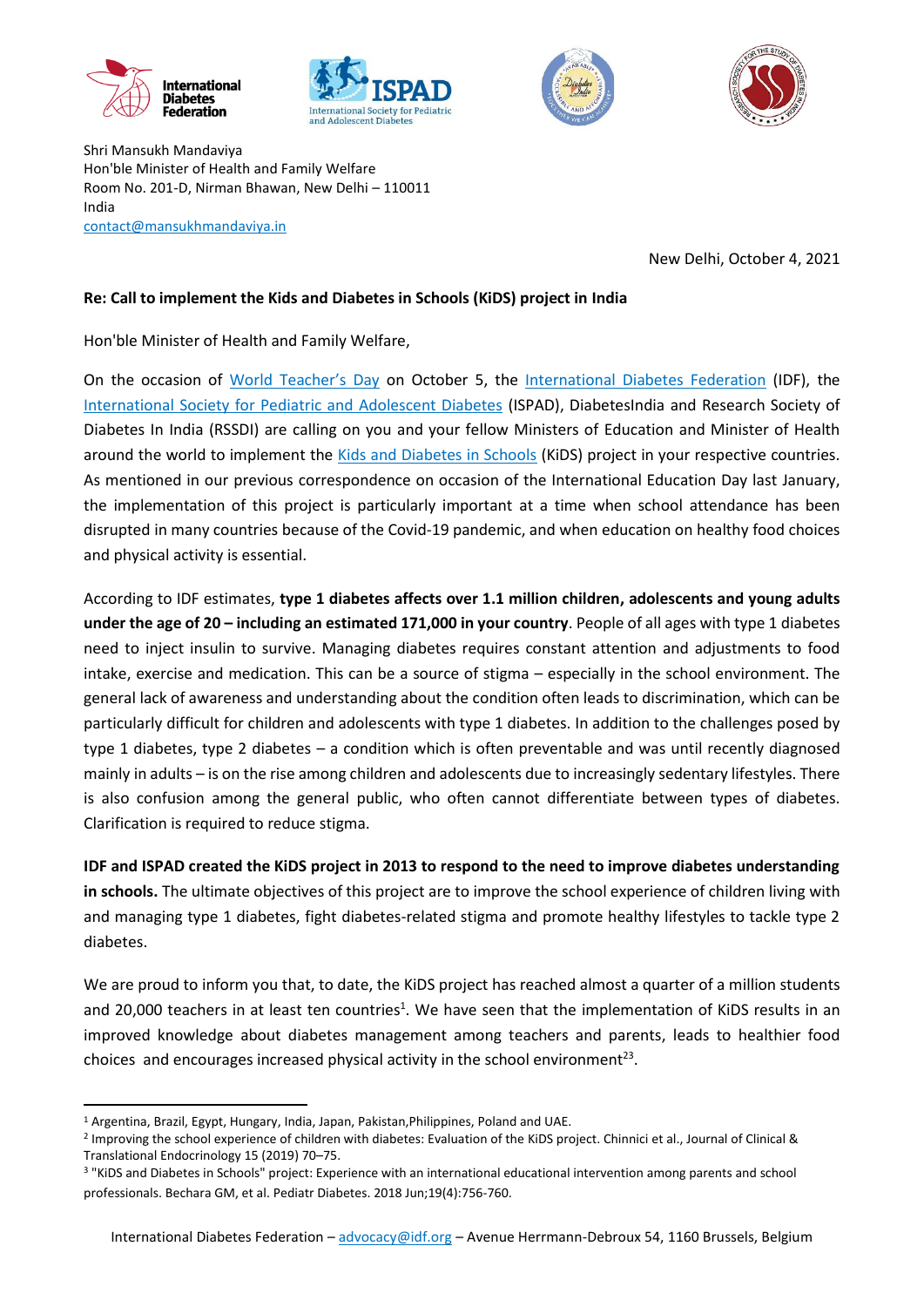Shri Mansukh Mandaviya
Hon'ble Minister of Health and Family Welfare
Room No. 201-D, Nirman Bhawan, New Delhi – 110011
India
contact@mansukhmandaviya.in

New Delhi, October 4, 2021

**Re: Call to implement the Kids and Diabetes in Schools (KiDS) project in India**

Hon'ble Minister of Health and Family Welfare,

On the occasion of World Teacher's Day on October 5, the International Diabetes Federation (IDF), the International Society for Pediatric and Adolescent Diabetes (ISPAD), DiabetesIndia and Research Society of Diabetes In India (RSSDI) are calling on you and your fellow Ministers of Education and Minister of Health around the world to implement the Kids and Diabetes in Schools (KiDS) project in your respective countries. As mentioned in our previous correspondence on occasion of the International Education Day last January, the implementation of this project is particularly important at a time when school attendance has been disrupted in many countries because of the Covid-19 pandemic, and when education on healthy food choices and physical activity is essential.

According to IDF estimates, **type 1 diabetes affects over 1.1 million children, adolescents and young adults under the age of 20 – including an estimated 171,000 in your country**. People of all ages with type 1 diabetes need to inject insulin to survive. Managing diabetes requires constant attention and adjustments to food intake, exercise and medication. This can be a source of stigma – especially in the school environment. The general lack of awareness and understanding about the condition often leads to discrimination, which can be particularly difficult for children and adolescents with type 1 diabetes. In addition to the challenges posed by type 1 diabetes, type 2 diabetes – a condition which is often preventable and was until recently diagnosed mainly in adults – is on the rise among children and adolescents due to increasingly sedentary lifestyles. There is also confusion among the general public, who often cannot differentiate between types of diabetes. Clarification is required to reduce stigma.

**IDF and ISPAD created the KiDS project in 2013 to respond to the need to improve diabetes understanding in schools.** The ultimate objectives of this project are to improve the school experience of children living with and managing type 1 diabetes, fight diabetes-related stigma and promote healthy lifestyles to tackle type 2 diabetes.

We are proud to inform you that, to date, the KiDS project has reached almost a quarter of a million students and 20,000 teachers in at least ten countries[1]. We have seen that the implementation of KiDS results in an improved knowledge about diabetes management among teachers and parents, leads to healthier food choices and encourages increased physical activity in the school environment[2,3].

---

[1] Argentina, Brazil, Egypt, Hungary, India, Japan, Pakistan,Philippines, Poland and UAE.

[2] Improving the school experience of children with diabetes: Evaluation of the KiDS project. Chinnici et al., Journal of Clinical & Translational Endocrinology 15 (2019) 70–75.

[3] "KiDS and Diabetes in Schools" project: Experience with an international educational intervention among parents and school professionals. Bechara GM, et al. Pediatr Diabetes. 2018 Jun;19(4):756-760.

International Diabetes Federation – advocacy@idf.org – Avenue Herrmann-Debroux 54, 1160 Brussels, Belgium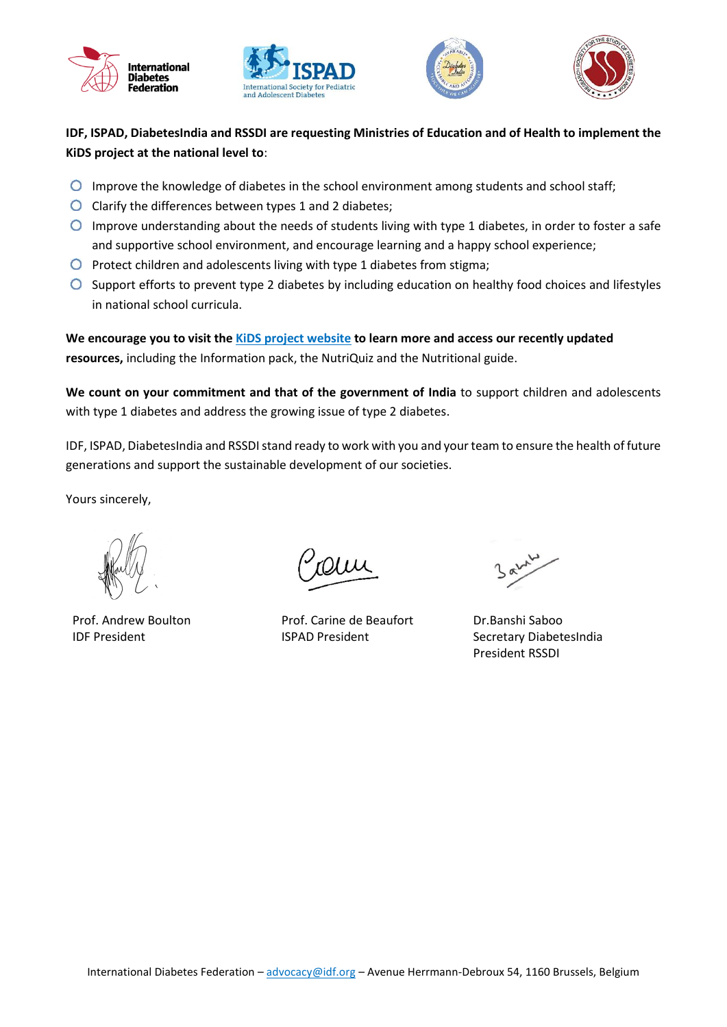**IDF, ISPAD, DiabetesIndia and RSSDI are requesting Ministries of Education and of Health to implement the KiDS project at the national level to**:

- Improve the knowledge of diabetes in the school environment among students and school staff;
- Clarify the differences between types 1 and 2 diabetes;
- Improve understanding about the needs of students living with type 1 diabetes, in order to foster a safe and supportive school environment, and encourage learning and a happy school experience;
- Protect children and adolescents living with type 1 diabetes from stigma;
- Support efforts to prevent type 2 diabetes by including education on healthy food choices and lifestyles in national school curricula.

**We encourage you to visit the KiDS project website to learn more and access our recently updated resources,** including the Information pack, the NutriQuiz and the Nutritional guide.

**We count on your commitment and that of the government of India** to support children and adolescents with type 1 diabetes and address the growing issue of type 2 diabetes.

IDF, ISPAD, DiabetesIndia and RSSDI stand ready to work with you and your team to ensure the health of future generations and support the sustainable development of our societies.

Yours sincerely,

Prof. Andrew Boulton
IDF President

Prof. Carine de Beaufort
ISPAD President

Dr.Banshi Saboo
Secretary DiabetesIndia
President RSSDI

International Diabetes Federation – advocacy@idf.org – Avenue Herrmann-Debroux 54, 1160 Brussels, Belgium